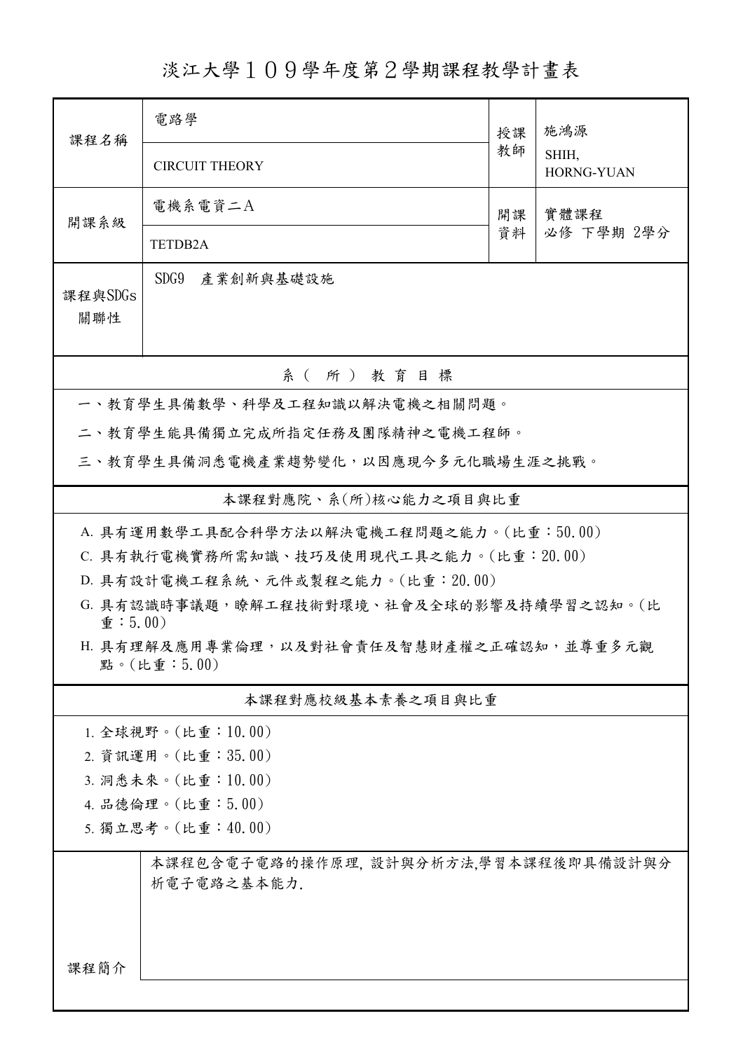# 淡江大學１０９學年度第２學期課程教學計畫表

| 課程名稱 | 電路學 | 授課教師 | 施鴻源 |
|---|---|---|---|
| | CIRCUIT THEORY | | SHIH, HORNG-YUAN |
| 開課系級 | 電機系電資二A | 開課資料 | 實體課程 必修 下學期 2學分 |
| | TETDB2A | | |
| 課程與SDGs關聯性 | SDG9　產業創新與基礎設施 | | |

## 系（所）教育目標

一、教育學生具備數學、科學及工程知識以解決電機之相關問題。

二、教育學生能具備獨立完成所指定任務及團隊精神之電機工程師。

三、教育學生具備洞悉電機產業趨勢變化，以因應現今多元化職場生涯之挑戰。

## 本課程對應院、系(所)核心能力之項目與比重

A. 具有運用數學工具配合科學方法以解決電機工程問題之能力。(比重：50.00)

C. 具有執行電機實務所需知識、技巧及使用現代工具之能力。(比重：20.00)

D. 具有設計電機工程系統、元件或製程之能力。(比重：20.00)

G. 具有認識時事議題，瞭解工程技術對環境、社會及全球的影響及持續學習之認知。(比重：5.00)

H. 具有理解及應用專業倫理，以及對社會責任及智慧財產權之正確認知，並尊重多元觀點。(比重：5.00)

## 本課程對應校級基本素養之項目與比重

1. 全球視野。(比重：10.00)
2. 資訊運用。(比重：35.00)
3. 洞悉未來。(比重：10.00)
4. 品德倫理。(比重：5.00)
5. 獨立思考。(比重：40.00)

| 課程簡介 | 本課程包含電子電路的操作原理, 設計與分析方法,學習本課程後即具備設計與分析電子電路之基本能力. |
|---|---|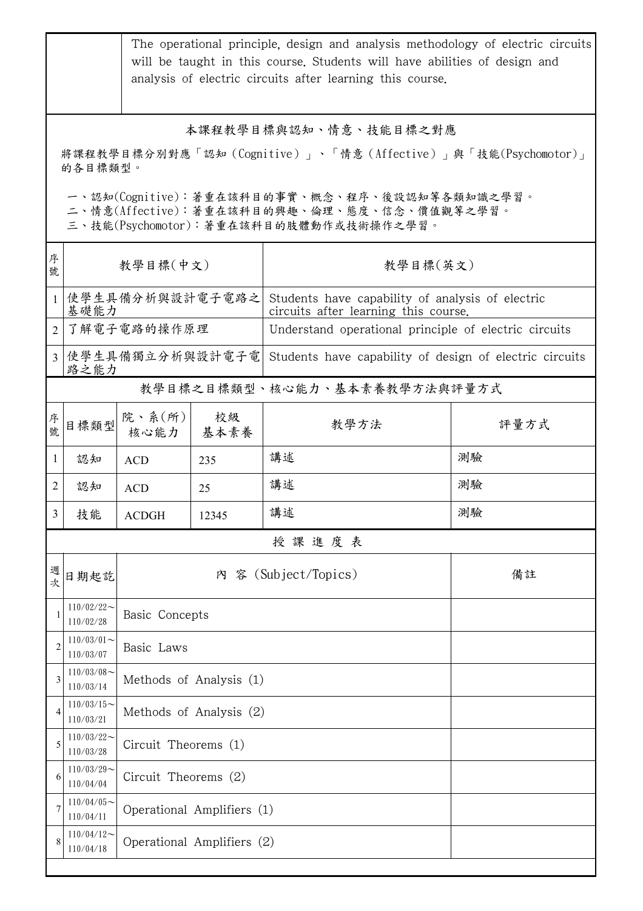The operational principle, design and analysis methodology of electric circuits will be taught in this course. Students will have abilities of design and analysis of electric circuits after learning this course.

## 本課程教學目標與認知、情意、技能目標之對應

將課程教學目標分別對應「認知（Cognitive）」、「情意（Affective）」與「技能(Psychomotor)」的各目標類型。

一、認知(Cognitive)：著重在該科目的事實、概念、程序、後設認知等各類知識之學習。
二、情意(Affective)：著重在該科目的興趣、倫理、態度、信念、價值觀等之學習。
三、技能(Psychomotor)：著重在該科目的肢體動作或技術操作之學習。

| 序號 | 教學目標(中文) | 教學目標(英文) |
| --- | --- | --- |
| 1 | 使學生具備分析與設計電子電路之基礎能力 | Students have capability of analysis of electric circuits after learning this course. |
| 2 | 了解電子電路的操作原理 | Understand operational principle of electric circuits |
| 3 | 使學生具備獨立分析與設計電子電路之能力 | Students have capability of design of electric circuits |

## 教學目標之目標類型、核心能力、基本素養教學方法與評量方式

| 序號 | 目標類型 | 院、系(所)核心能力 | 校級基本素養 | 教學方法 | 評量方式 |
| --- | --- | --- | --- | --- | --- |
| 1 | 認知 | ACD | 235 | 講述 | 測驗 |
| 2 | 認知 | ACD | 25 | 講述 | 測驗 |
| 3 | 技能 | ACDGH | 12345 | 講述 | 測驗 |

## 授課進度表

| 週次 | 日期起訖 | 內 容 (Subject/Topics) | 備註 |
| --- | --- | --- | --- |
| 1 | 110/02/22～110/02/28 | Basic Concepts | |
| 2 | 110/03/01～110/03/07 | Basic Laws | |
| 3 | 110/03/08～110/03/14 | Methods of Analysis (1) | |
| 4 | 110/03/15～110/03/21 | Methods of Analysis (2) | |
| 5 | 110/03/22～110/03/28 | Circuit Theorems (1) | |
| 6 | 110/03/29～110/04/04 | Circuit Theorems (2) | |
| 7 | 110/04/05～110/04/11 | Operational Amplifiers (1) | |
| 8 | 110/04/12～110/04/18 | Operational Amplifiers (2) | |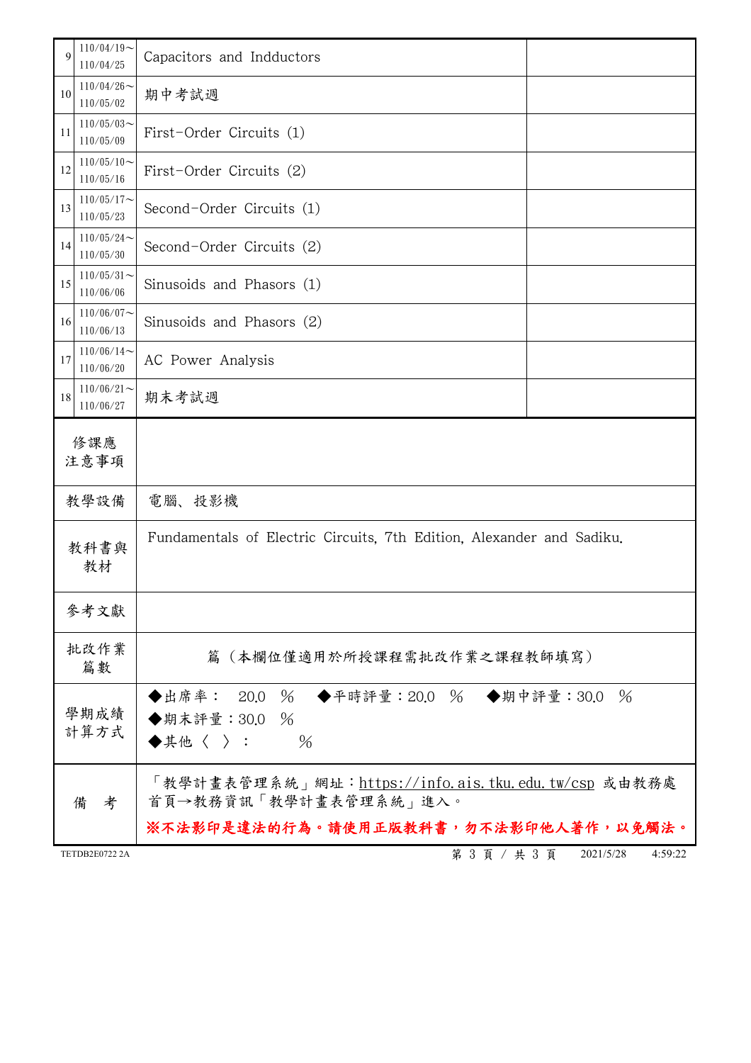| | | | |
|---|---|---|---|
| 9 | 110/04/19～<br>110/04/25 | Capacitors and Indductors | |
| 10 | 110/04/26～<br>110/05/02 | 期中考試週 | |
| 11 | 110/05/03～<br>110/05/09 | First-Order Circuits (1) | |
| 12 | 110/05/10～<br>110/05/16 | First-Order Circuits (2) | |
| 13 | 110/05/17～<br>110/05/23 | Second-Order Circuits (1) | |
| 14 | 110/05/24～<br>110/05/30 | Second-Order Circuits (2) | |
| 15 | 110/05/31～<br>110/06/06 | Sinusoids and Phasors (1) | |
| 16 | 110/06/07～<br>110/06/13 | Sinusoids and Phasors (2) | |
| 17 | 110/06/14～<br>110/06/20 | AC Power Analysis | |
| 18 | 110/06/21～<br>110/06/27 | 期末考試週 | |

| | |
|---|---|
| 修課應注意事項 | |
| 教學設備 | 電腦、投影機 |
| 教科書與教材 | Fundamentals of Electric Circuits, 7th Edition, Alexander and Sadiku. |
| 參考文獻 | |
| 批改作業篇數 | 篇（本欄位僅適用於所授課程需批改作業之課程教師填寫） |
| 學期成績計算方式 | ◆出席率： 20.0 ％ ◆平時評量：20.0 ％ ◆期中評量：30.0 ％<br>◆期末評量：30.0 ％<br>◆其他〈 〉： ％ |
| 備　考 | 「教學計畫表管理系統」網址：https://info.ais.tku.edu.tw/csp 或由教務處首頁→教務資訊「教學計畫表管理系統」進入。<br>**※不法影印是違法的行為。請使用正版教科書，勿不法影印他人著作，以免觸法。** |

TETDB2E0722 2A